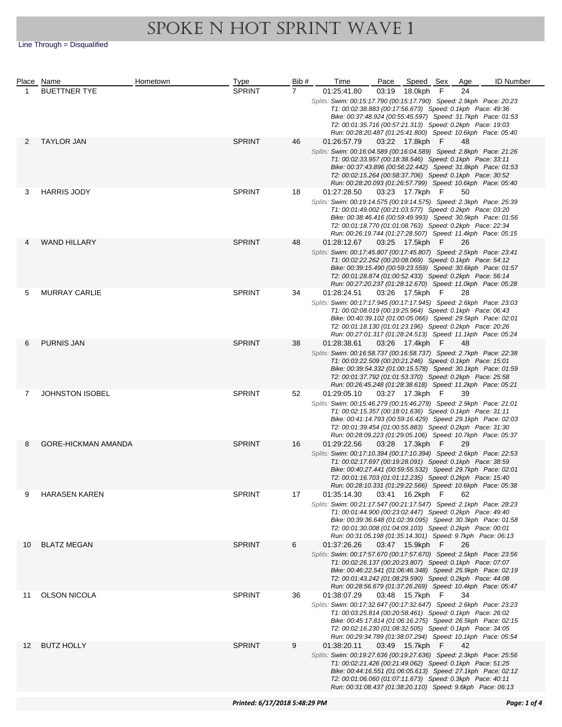# SPOKE N HOT SPRINT WAVE 1

Line Through = Disqualified

| Place | Name | Hometown | Type | Bib # | Time | Pace | Speed | Sex | Age | ID Number |
|---|---|---|---|---|---|---|---|---|---|---|
| 1 | BUETTNER TYE | | SPRINT | 7 | 01:25:41.80 | 03:19 | 18.0kph | F | 24 | |
| | *Splits: Swim: 00:15:17.790 (00:15:17.790) Speed: 2.9kph Pace: 20:23<br>T1: 00:02:38.883 (00:17:56.673) Speed: 0.1kph Pace: 49:36<br>Bike: 00:37:48.924 (00:55:45.597) Speed: 31.7kph Pace: 01:53<br>T2: 00:01:35.716 (00:57:21.313) Speed: 0.2kph Pace: 19:03<br>Run: 00:28:20.487 (01:25:41.800) Speed: 10.6kph Pace: 05:40* | | | | | | | | | |
| 2 | TAYLOR JAN | | SPRINT | 46 | 01:26:57.79 | 03:22 | 17.8kph | F | 48 | |
| | *Splits: Swim: 00:16:04.589 (00:16:04.589) Speed: 2.8kph Pace: 21:26<br>T1: 00:02:33.957 (00:18:38.546) Speed: 0.1kph Pace: 33:11<br>Bike: 00:37:43.896 (00:56:22.442) Speed: 31.8kph Pace: 01:53<br>T2: 00:02:15.264 (00:58:37.706) Speed: 0.1kph Pace: 30:52<br>Run: 00:28:20.093 (01:26:57.799) Speed: 10.6kph Pace: 05:40* | | | | | | | | | |
| 3 | HARRIS JODY | | SPRINT | 18 | 01:27:28.50 | 03:23 | 17.7kph | F | 50 | |
| | *Splits: Swim: 00:19:14.575 (00:19:14.575) Speed: 2.3kph Pace: 25:39<br>T1: 00:01:49.002 (00:21:03.577) Speed: 0.2kph Pace: 03:20<br>Bike: 00:38:46.416 (00:59:49.993) Speed: 30.9kph Pace: 01:56<br>T2: 00:01:18.770 (01:01:08.763) Speed: 0.2kph Pace: 22:34<br>Run: 00:26:19.744 (01:27:28.507) Speed: 11.4kph Pace: 05:15* | | | | | | | | | |
| 4 | WAND HILLARY | | SPRINT | 48 | 01:28:12.67 | 03:25 | 17.5kph | F | 26 | |
| | *Splits: Swim: 00:17:45.807 (00:17:45.807) Speed: 2.5kph Pace: 23:41<br>T1: 00:02:22.262 (00:20:08.069) Speed: 0.1kph Pace: 54:12<br>Bike: 00:39:15.490 (00:59:23.559) Speed: 30.6kph Pace: 01:57<br>T2: 00:01:28.874 (01:00:52.433) Speed: 0.2kph Pace: 56:14<br>Run: 00:27:20.237 (01:28:12.670) Speed: 11.0kph Pace: 05:28* | | | | | | | | | |
| 5 | MURRAY CARLIE | | SPRINT | 34 | 01:28:24.51 | 03:26 | 17.5kph | F | 28 | |
| | *Splits: Swim: 00:17:17.945 (00:17:17.945) Speed: 2.6kph Pace: 23:03<br>T1: 00:02:08.019 (00:19:25.964) Speed: 0.1kph Pace: 06:43<br>Bike: 00:40:39.102 (01:00:05.066) Speed: 29.5kph Pace: 02:01<br>T2: 00:01:18.130 (01:01:23.196) Speed: 0.2kph Pace: 20:26<br>Run: 00:27:01.317 (01:28:24.513) Speed: 11.1kph Pace: 05:24* | | | | | | | | | |
| 6 | PURNIS JAN | | SPRINT | 38 | 01:28:38.61 | 03:26 | 17.4kph | F | 48 | |
| | *Splits: Swim: 00:16:58.737 (00:16:58.737) Speed: 2.7kph Pace: 22:38<br>T1: 00:03:22.509 (00:20:21.246) Speed: 0.1kph Pace: 15:01<br>Bike: 00:39:54.332 (01:00:15.578) Speed: 30.1kph Pace: 01:59<br>T2: 00:01:37.792 (01:01:53.370) Speed: 0.2kph Pace: 25:58<br>Run: 00:26:45.248 (01:28:38.618) Speed: 11.2kph Pace: 05:21* | | | | | | | | | |
| 7 | JOHNSTON ISOBEL | | SPRINT | 52 | 01:29:05.10 | 03:27 | 17.3kph | F | 39 | |
| | *Splits: Swim: 00:15:46.279 (00:15:46.279) Speed: 2.9kph Pace: 21:01<br>T1: 00:02:15.357 (00:18:01.636) Speed: 0.1kph Pace: 31:11<br>Bike: 00:41:14.793 (00:59:16.429) Speed: 29.1kph Pace: 02:03<br>T2: 00:01:39.454 (01:00:55.883) Speed: 0.2kph Pace: 31:30<br>Run: 00:28:09.223 (01:29:05.106) Speed: 10.7kph Pace: 05:37* | | | | | | | | | |
| 8 | GORE-HICKMAN AMANDA | | SPRINT | 16 | 01:29:22.56 | 03:28 | 17.3kph | F | 29 | |
| | *Splits: Swim: 00:17:10.394 (00:17:10.394) Speed: 2.6kph Pace: 22:53<br>T1: 00:02:17.697 (00:19:28.091) Speed: 0.1kph Pace: 38:59<br>Bike: 00:40:27.441 (00:59:55.532) Speed: 29.7kph Pace: 02:01<br>T2: 00:01:16.703 (01:01:12.235) Speed: 0.2kph Pace: 15:40<br>Run: 00:28:10.331 (01:29:22.566) Speed: 10.6kph Pace: 05:38* | | | | | | | | | |
| 9 | HARASEN KAREN | | SPRINT | 17 | 01:35:14.30 | 03:41 | 16.2kph | F | 62 | |
| | *Splits: Swim: 00:21:17.547 (00:21:17.547) Speed: 2.1kph Pace: 28:23<br>T1: 00:01:44.900 (00:23:02.447) Speed: 0.2kph Pace: 49:40<br>Bike: 00:39:36.648 (01:02:39.095) Speed: 30.3kph Pace: 01:58<br>T2: 00:01:30.008 (01:04:09.103) Speed: 0.2kph Pace: 00:01<br>Run: 00:31:05.198 (01:35:14.301) Speed: 9.7kph Pace: 06:13* | | | | | | | | | |
| 10 | BLATZ MEGAN | | SPRINT | 6 | 01:37:26.26 | 03:47 | 15.9kph | F | 26 | |
| | *Splits: Swim: 00:17:57.670 (00:17:57.670) Speed: 2.5kph Pace: 23:56<br>T1: 00:02:26.137 (00:20:23.807) Speed: 0.1kph Pace: 07:07<br>Bike: 00:46:22.541 (01:06:46.348) Speed: 25.9kph Pace: 02:19<br>T2: 00:01:43.242 (01:08:29.590) Speed: 0.2kph Pace: 44:08<br>Run: 00:28:56.679 (01:37:26.269) Speed: 10.4kph Pace: 05:47* | | | | | | | | | |
| 11 | OLSON NICOLA | | SPRINT | 36 | 01:38:07.29 | 03:48 | 15.7kph | F | 34 | |
| | *Splits: Swim: 00:17:32.647 (00:17:32.647) Speed: 2.6kph Pace: 23:23<br>T1: 00:03:25.814 (00:20:58.461) Speed: 0.1kph Pace: 26:02<br>Bike: 00:45:17.814 (01:06:16.275) Speed: 26.5kph Pace: 02:15<br>T2: 00:02:16.230 (01:08:32.505) Speed: 0.1kph Pace: 34:05<br>Run: 00:29:34.789 (01:38:07.294) Speed: 10.1kph Pace: 05:54* | | | | | | | | | |
| 12 | BUTZ HOLLY | | SPRINT | 9 | 01:38:20.11 | 03:49 | 15.7kph | F | 42 | |
| | *Splits: Swim: 00:19:27.636 (00:19:27.636) Speed: 2.3kph Pace: 25:56<br>T1: 00:02:21.426 (00:21:49.062) Speed: 0.1kph Pace: 51:25<br>Bike: 00:44:16.551 (01:06:05.613) Speed: 27.1kph Pace: 02:12<br>T2: 00:01:06.060 (01:07:11.673) Speed: 0.3kph Pace: 40:11<br>Run: 00:31:08.437 (01:38:20.110) Speed: 9.6kph Pace: 06:13* | | | | | | | | | |

*Printed: 6/17/2018 5:48:29 PM*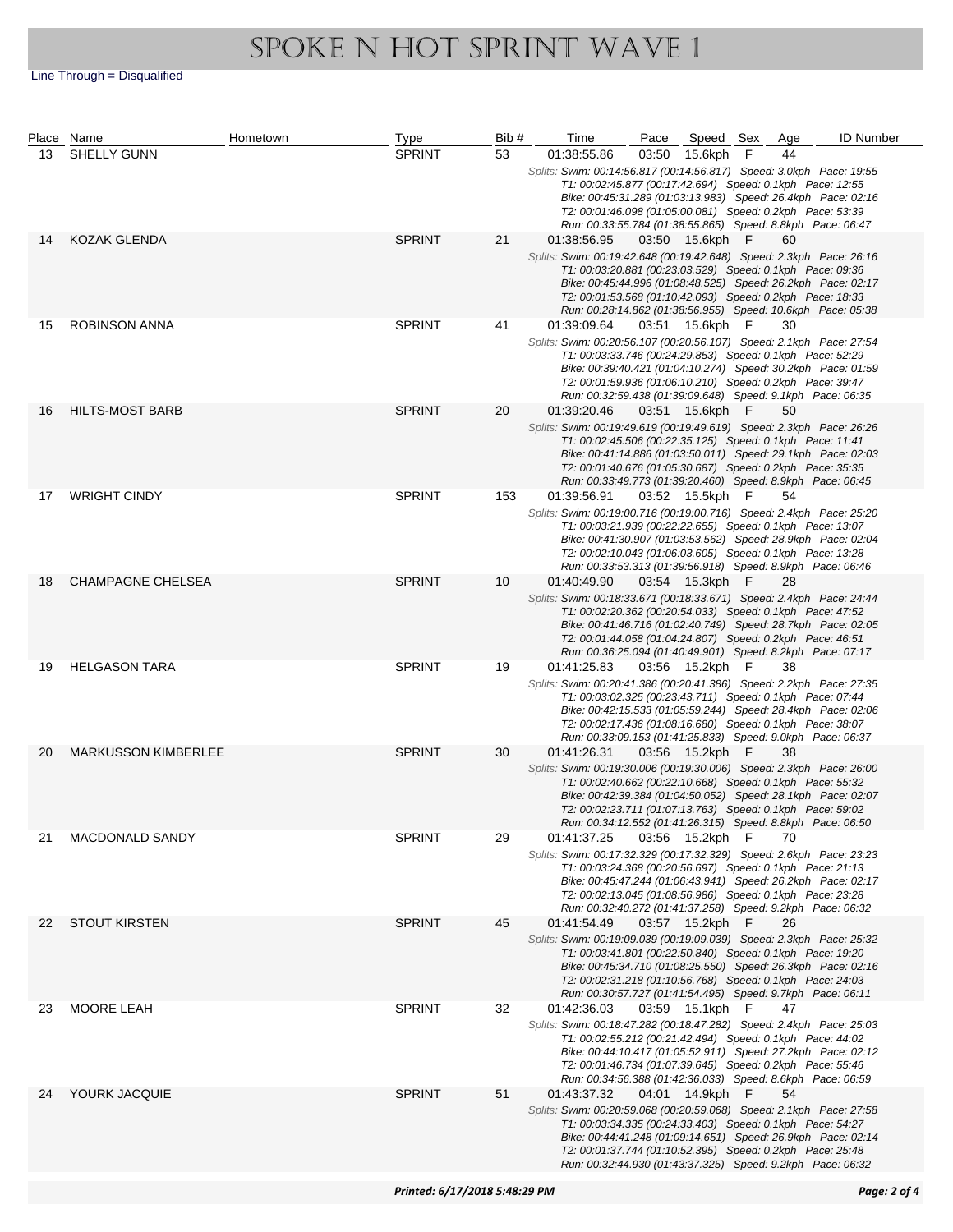# SPOKE N HOT SPRINT WAVE 1

Line Through = Disqualified

| Place | Name | Hometown | Type | Bib # | Time | Pace | Speed | Sex | Age | ID Number |
|---|---|---|---|---|---|---|---|---|---|---|
| 13 | SHELLY GUNN | | SPRINT | 53 | 01:38:55.86 | 03:50 | 15.6kph | F | 44 | |
| | *Splits: Swim: 00:14:56.817 (00:14:56.817) Speed: 3.0kph Pace: 19:55<br>T1: 00:02:45.877 (00:17:42.694) Speed: 0.1kph Pace: 12:55<br>Bike: 00:45:31.289 (01:03:13.983) Speed: 26.4kph Pace: 02:16<br>T2: 00:01:46.098 (01:05:00.081) Speed: 0.2kph Pace: 53:39<br>Run: 00:33:55.784 (01:38:55.865) Speed: 8.8kph Pace: 06:47* | | | | | | | | | |
| 14 | KOZAK GLENDA | | SPRINT | 21 | 01:38:56.95 | 03:50 | 15.6kph | F | 60 | |
| | *Splits: Swim: 00:19:42.648 (00:19:42.648) Speed: 2.3kph Pace: 26:16<br>T1: 00:03:20.881 (00:23:03.529) Speed: 0.1kph Pace: 09:36<br>Bike: 00:45:44.996 (01:08:48.525) Speed: 26.2kph Pace: 02:17<br>T2: 00:01:53.568 (01:10:42.093) Speed: 0.2kph Pace: 18:33<br>Run: 00:28:14.862 (01:38:56.955) Speed: 10.6kph Pace: 05:38* | | | | | | | | | |
| 15 | ROBINSON ANNA | | SPRINT | 41 | 01:39:09.64 | 03:51 | 15.6kph | F | 30 | |
| | *Splits: Swim: 00:20:56.107 (00:20:56.107) Speed: 2.1kph Pace: 27:54<br>T1: 00:03:33.746 (00:24:29.853) Speed: 0.1kph Pace: 52:29<br>Bike: 00:39:40.421 (01:04:10.274) Speed: 30.2kph Pace: 01:59<br>T2: 00:01:59.936 (01:06:10.210) Speed: 0.2kph Pace: 39:47<br>Run: 00:32:59.438 (01:39:09.648) Speed: 9.1kph Pace: 06:35* | | | | | | | | | |
| 16 | HILTS-MOST BARB | | SPRINT | 20 | 01:39:20.46 | 03:51 | 15.6kph | F | 50 | |
| | *Splits: Swim: 00:19:49.619 (00:19:49.619) Speed: 2.3kph Pace: 26:26<br>T1: 00:02:45.506 (00:22:35.125) Speed: 0.1kph Pace: 11:41<br>Bike: 00:41:14.886 (01:03:50.011) Speed: 29.1kph Pace: 02:03<br>T2: 00:01:40.676 (01:05:30.687) Speed: 0.2kph Pace: 35:35<br>Run: 00:33:49.773 (01:39:20.460) Speed: 8.9kph Pace: 06:45* | | | | | | | | | |
| 17 | WRIGHT CINDY | | SPRINT | 153 | 01:39:56.91 | 03:52 | 15.5kph | F | 54 | |
| | *Splits: Swim: 00:19:00.716 (00:19:00.716) Speed: 2.4kph Pace: 25:20<br>T1: 00:03:21.939 (00:22:22.655) Speed: 0.1kph Pace: 13:07<br>Bike: 00:41:30.907 (01:03:53.562) Speed: 28.9kph Pace: 02:04<br>T2: 00:02:10.043 (01:06:03.605) Speed: 0.1kph Pace: 13:28<br>Run: 00:33:53.313 (01:39:56.918) Speed: 8.9kph Pace: 06:46* | | | | | | | | | |
| 18 | CHAMPAGNE CHELSEA | | SPRINT | 10 | 01:40:49.90 | 03:54 | 15.3kph | F | 28 | |
| | *Splits: Swim: 00:18:33.671 (00:18:33.671) Speed: 2.4kph Pace: 24:44<br>T1: 00:02:20.362 (00:20:54.033) Speed: 0.1kph Pace: 47:52<br>Bike: 00:41:46.716 (01:02:40.749) Speed: 28.7kph Pace: 02:05<br>T2: 00:01:44.058 (01:04:24.807) Speed: 0.2kph Pace: 46:51<br>Run: 00:36:25.094 (01:40:49.901) Speed: 8.2kph Pace: 07:17* | | | | | | | | | |
| 19 | HELGASON TARA | | SPRINT | 19 | 01:41:25.83 | 03:56 | 15.2kph | F | 38 | |
| | *Splits: Swim: 00:20:41.386 (00:20:41.386) Speed: 2.2kph Pace: 27:35<br>T1: 00:03:02.325 (00:23:43.711) Speed: 0.1kph Pace: 07:44<br>Bike: 00:42:15.533 (01:05:59.244) Speed: 28.4kph Pace: 02:06<br>T2: 00:02:17.436 (01:08:16.680) Speed: 0.1kph Pace: 38:07<br>Run: 00:33:09.153 (01:41:25.833) Speed: 9.0kph Pace: 06:37* | | | | | | | | | |
| 20 | MARKUSSON KIMBERLEE | | SPRINT | 30 | 01:41:26.31 | 03:56 | 15.2kph | F | 38 | |
| | *Splits: Swim: 00:19:30.006 (00:19:30.006) Speed: 2.3kph Pace: 26:00<br>T1: 00:02:40.662 (00:22:10.668) Speed: 0.1kph Pace: 55:32<br>Bike: 00:42:39.384 (01:04:50.052) Speed: 28.1kph Pace: 02:07<br>T2: 00:02:23.711 (01:07:13.763) Speed: 0.1kph Pace: 59:02<br>Run: 00:34:12.552 (01:41:26.315) Speed: 8.8kph Pace: 06:50* | | | | | | | | | |
| 21 | MACDONALD SANDY | | SPRINT | 29 | 01:41:37.25 | 03:56 | 15.2kph | F | 70 | |
| | *Splits: Swim: 00:17:32.329 (00:17:32.329) Speed: 2.6kph Pace: 23:23<br>T1: 00:03:24.368 (00:20:56.697) Speed: 0.1kph Pace: 21:13<br>Bike: 00:45:47.244 (01:06:43.941) Speed: 26.2kph Pace: 02:17<br>T2: 00:02:13.045 (01:08:56.986) Speed: 0.1kph Pace: 23:28<br>Run: 00:32:40.272 (01:41:37.258) Speed: 9.2kph Pace: 06:32* | | | | | | | | | |
| 22 | STOUT KIRSTEN | | SPRINT | 45 | 01:41:54.49 | 03:57 | 15.2kph | F | 26 | |
| | *Splits: Swim: 00:19:09.039 (00:19:09.039) Speed: 2.3kph Pace: 25:32<br>T1: 00:03:41.801 (00:22:50.840) Speed: 0.1kph Pace: 19:20<br>Bike: 00:45:34.710 (01:08:25.550) Speed: 26.3kph Pace: 02:16<br>T2: 00:02:31.218 (01:10:56.768) Speed: 0.1kph Pace: 24:03<br>Run: 00:30:57.727 (01:41:54.495) Speed: 9.7kph Pace: 06:11* | | | | | | | | | |
| 23 | MOORE LEAH | | SPRINT | 32 | 01:42:36.03 | 03:59 | 15.1kph | F | 47 | |
| | *Splits: Swim: 00:18:47.282 (00:18:47.282) Speed: 2.4kph Pace: 25:03<br>T1: 00:02:55.212 (00:21:42.494) Speed: 0.1kph Pace: 44:02<br>Bike: 00:44:10.417 (01:05:52.911) Speed: 27.2kph Pace: 02:12<br>T2: 00:01:46.734 (01:07:39.645) Speed: 0.2kph Pace: 55:46<br>Run: 00:34:56.388 (01:42:36.033) Speed: 8.6kph Pace: 06:59* | | | | | | | | | |
| 24 | YOURK JACQUIE | | SPRINT | 51 | 01:43:37.32 | 04:01 | 14.9kph | F | 54 | |
| | *Splits: Swim: 00:20:59.068 (00:20:59.068) Speed: 2.1kph Pace: 27:58<br>T1: 00:03:34.335 (00:24:33.403) Speed: 0.1kph Pace: 54:27<br>Bike: 00:44:41.248 (01:09:14.651) Speed: 26.9kph Pace: 02:14<br>T2: 00:01:37.744 (01:10:52.395) Speed: 0.2kph Pace: 25:48<br>Run: 00:32:44.930 (01:43:37.325) Speed: 9.2kph Pace: 06:32* | | | | | | | | | |

*Printed: 6/17/2018 5:48:29 PM*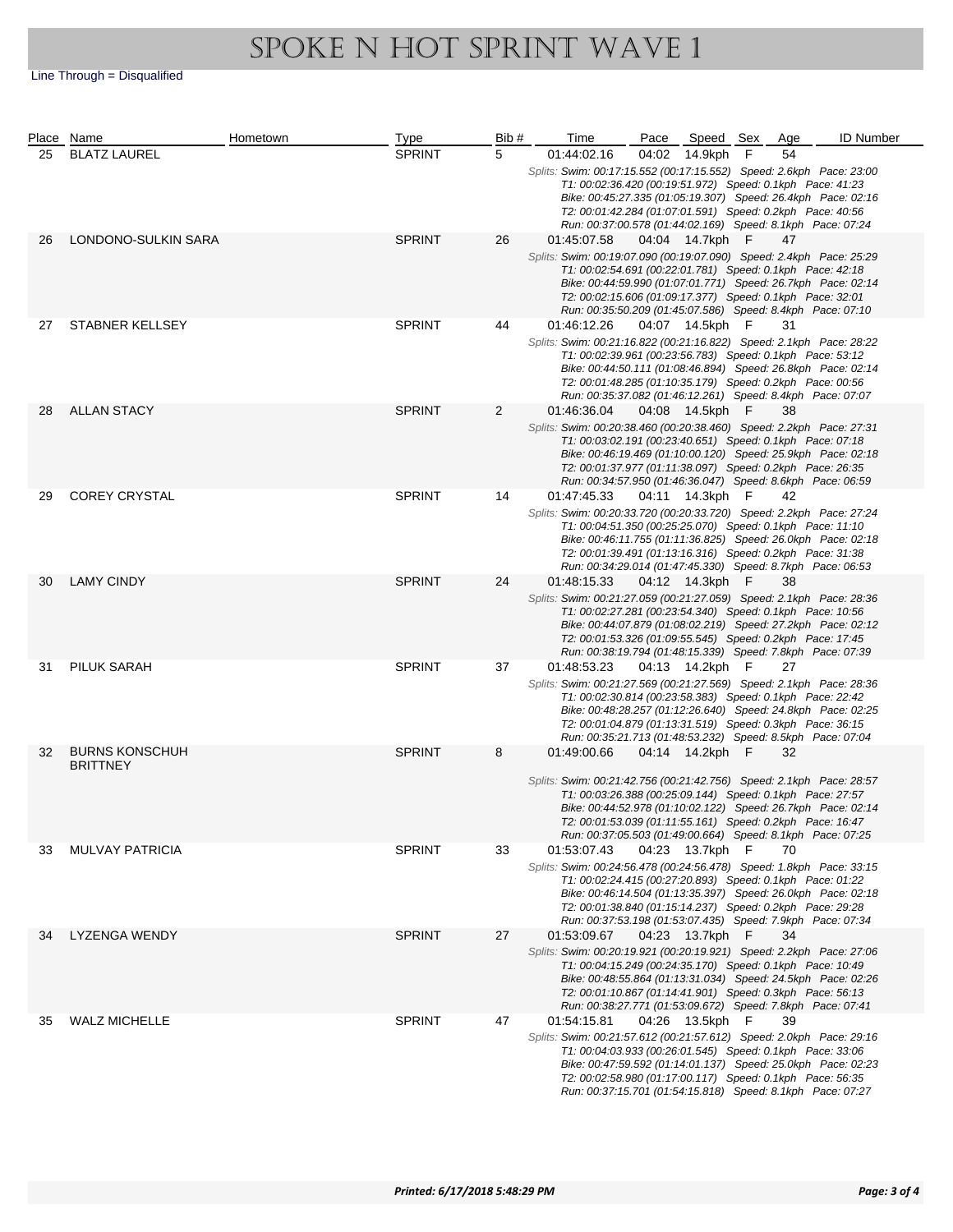# SPOKE N HOT SPRINT WAVE 1

Line Through = Disqualified

| Place | Name | Hometown | Type | Bib # | Time | Pace | Speed | Sex | Age | ID Number |
|---|---|---|---|---|---|---|---|---|---|---|
| 25 | BLATZ LAUREL | | SPRINT | 5 | 01:44:02.16 | 04:02 | 14.9kph | F | 54 | |
| | *Splits: Swim: 00:17:15.552 (00:17:15.552) Speed: 2.6kph Pace: 23:00; T1: 00:02:36.420 (00:19:51.972) Speed: 0.1kph Pace: 41:23; Bike: 00:45:27.335 (01:05:19.307) Speed: 26.4kph Pace: 02:16; T2: 00:01:42.284 (01:07:01.591) Speed: 0.2kph Pace: 40:56; Run: 00:37:00.578 (01:44:02.169) Speed: 8.1kph Pace: 07:24* | | | | | | | | | |
| 26 | LONDONO-SULKIN SARA | | SPRINT | 26 | 01:45:07.58 | 04:04 | 14.7kph | F | 47 | |
| | *Splits: Swim: 00:19:07.090 (00:19:07.090) Speed: 2.4kph Pace: 25:29; T1: 00:02:54.691 (00:22:01.781) Speed: 0.1kph Pace: 42:18; Bike: 00:44:59.990 (01:07:01.771) Speed: 26.7kph Pace: 02:14; T2: 00:02:15.606 (01:09:17.377) Speed: 0.1kph Pace: 32:01; Run: 00:35:50.209 (01:45:07.586) Speed: 8.4kph Pace: 07:10* | | | | | | | | | |
| 27 | STABNER KELLSEY | | SPRINT | 44 | 01:46:12.26 | 04:07 | 14.5kph | F | 31 | |
| | *Splits: Swim: 00:21:16.822 (00:21:16.822) Speed: 2.1kph Pace: 28:22; T1: 00:02:39.961 (00:23:56.783) Speed: 0.1kph Pace: 53:12; Bike: 00:44:50.111 (01:08:46.894) Speed: 26.8kph Pace: 02:14; T2: 00:01:48.285 (01:10:35.179) Speed: 0.2kph Pace: 00:56; Run: 00:35:37.082 (01:46:12.261) Speed: 8.4kph Pace: 07:07* | | | | | | | | | |
| 28 | ALLAN STACY | | SPRINT | 2 | 01:46:36.04 | 04:08 | 14.5kph | F | 38 | |
| | *Splits: Swim: 00:20:38.460 (00:20:38.460) Speed: 2.2kph Pace: 27:31; T1: 00:03:02.191 (00:23:40.651) Speed: 0.1kph Pace: 07:18; Bike: 00:46:19.469 (01:10:00.120) Speed: 25.9kph Pace: 02:18; T2: 00:01:37.977 (01:11:38.097) Speed: 0.2kph Pace: 26:35; Run: 00:34:57.950 (01:46:36.047) Speed: 8.6kph Pace: 06:59* | | | | | | | | | |
| 29 | COREY CRYSTAL | | SPRINT | 14 | 01:47:45.33 | 04:11 | 14.3kph | F | 42 | |
| | *Splits: Swim: 00:20:33.720 (00:20:33.720) Speed: 2.2kph Pace: 27:24; T1: 00:04:51.350 (00:25:25.070) Speed: 0.1kph Pace: 11:10; Bike: 00:46:11.755 (01:11:36.825) Speed: 26.0kph Pace: 02:18; T2: 00:01:39.491 (01:13:16.316) Speed: 0.2kph Pace: 31:38; Run: 00:34:29.014 (01:47:45.330) Speed: 8.7kph Pace: 06:53* | | | | | | | | | |
| 30 | LAMY CINDY | | SPRINT | 24 | 01:48:15.33 | 04:12 | 14.3kph | F | 38 | |
| | *Splits: Swim: 00:21:27.059 (00:21:27.059) Speed: 2.1kph Pace: 28:36; T1: 00:02:27.281 (00:23:54.340) Speed: 0.1kph Pace: 10:56; Bike: 00:44:07.879 (01:08:02.219) Speed: 27.2kph Pace: 02:12; T2: 00:01:53.326 (01:09:55.545) Speed: 0.2kph Pace: 17:45; Run: 00:38:19.794 (01:48:15.339) Speed: 7.8kph Pace: 07:39* | | | | | | | | | |
| 31 | PILUK SARAH | | SPRINT | 37 | 01:48:53.23 | 04:13 | 14.2kph | F | 27 | |
| | *Splits: Swim: 00:21:27.569 (00:21:27.569) Speed: 2.1kph Pace: 28:36; T1: 00:02:30.814 (00:23:58.383) Speed: 0.1kph Pace: 22:42; Bike: 00:48:28.257 (01:12:26.640) Speed: 24.8kph Pace: 02:25; T2: 00:01:04.879 (01:13:31.519) Speed: 0.3kph Pace: 36:15; Run: 00:35:21.713 (01:48:53.232) Speed: 8.5kph Pace: 07:04* | | | | | | | | | |
| 32 | BURNS KONSCHUH BRITTNEY | | SPRINT | 8 | 01:49:00.66 | 04:14 | 14.2kph | F | 32 | |
| | *Splits: Swim: 00:21:42.756 (00:21:42.756) Speed: 2.1kph Pace: 28:57; T1: 00:03:26.388 (00:25:09.144) Speed: 0.1kph Pace: 27:57; Bike: 00:44:52.978 (01:10:02.122) Speed: 26.7kph Pace: 02:14; T2: 00:01:53.039 (01:11:55.161) Speed: 0.2kph Pace: 16:47; Run: 00:37:05.503 (01:49:00.664) Speed: 8.1kph Pace: 07:25* | | | | | | | | | |
| 33 | MULVAY PATRICIA | | SPRINT | 33 | 01:53:07.43 | 04:23 | 13.7kph | F | 70 | |
| | *Splits: Swim: 00:24:56.478 (00:24:56.478) Speed: 1.8kph Pace: 33:15; T1: 00:02:24.415 (00:27:20.893) Speed: 0.1kph Pace: 01:22; Bike: 00:46:14.504 (01:13:35.397) Speed: 26.0kph Pace: 02:18; T2: 00:01:38.840 (01:15:14.237) Speed: 0.2kph Pace: 29:28; Run: 00:37:53.198 (01:53:07.435) Speed: 7.9kph Pace: 07:34* | | | | | | | | | |
| 34 | LYZENGA WENDY | | SPRINT | 27 | 01:53:09.67 | 04:23 | 13.7kph | F | 34 | |
| | *Splits: Swim: 00:20:19.921 (00:20:19.921) Speed: 2.2kph Pace: 27:06; T1: 00:04:15.249 (00:24:35.170) Speed: 0.1kph Pace: 10:49; Bike: 00:48:55.864 (01:13:31.034) Speed: 24.5kph Pace: 02:26; T2: 00:01:10.867 (01:14:41.901) Speed: 0.3kph Pace: 56:13; Run: 00:38:27.771 (01:53:09.672) Speed: 7.8kph Pace: 07:41* | | | | | | | | | |
| 35 | WALZ MICHELLE | | SPRINT | 47 | 01:54:15.81 | 04:26 | 13.5kph | F | 39 | |
| | *Splits: Swim: 00:21:57.612 (00:21:57.612) Speed: 2.0kph Pace: 29:16; T1: 00:04:03.933 (00:26:01.545) Speed: 0.1kph Pace: 33:06; Bike: 00:47:59.592 (01:14:01.137) Speed: 25.0kph Pace: 02:23; T2: 00:02:58.980 (01:17:00.117) Speed: 0.1kph Pace: 56:35; Run: 00:37:15.701 (01:54:15.818) Speed: 8.1kph Pace: 07:27* | | | | | | | | | |

*Printed: 6/17/2018 5:48:29 PM*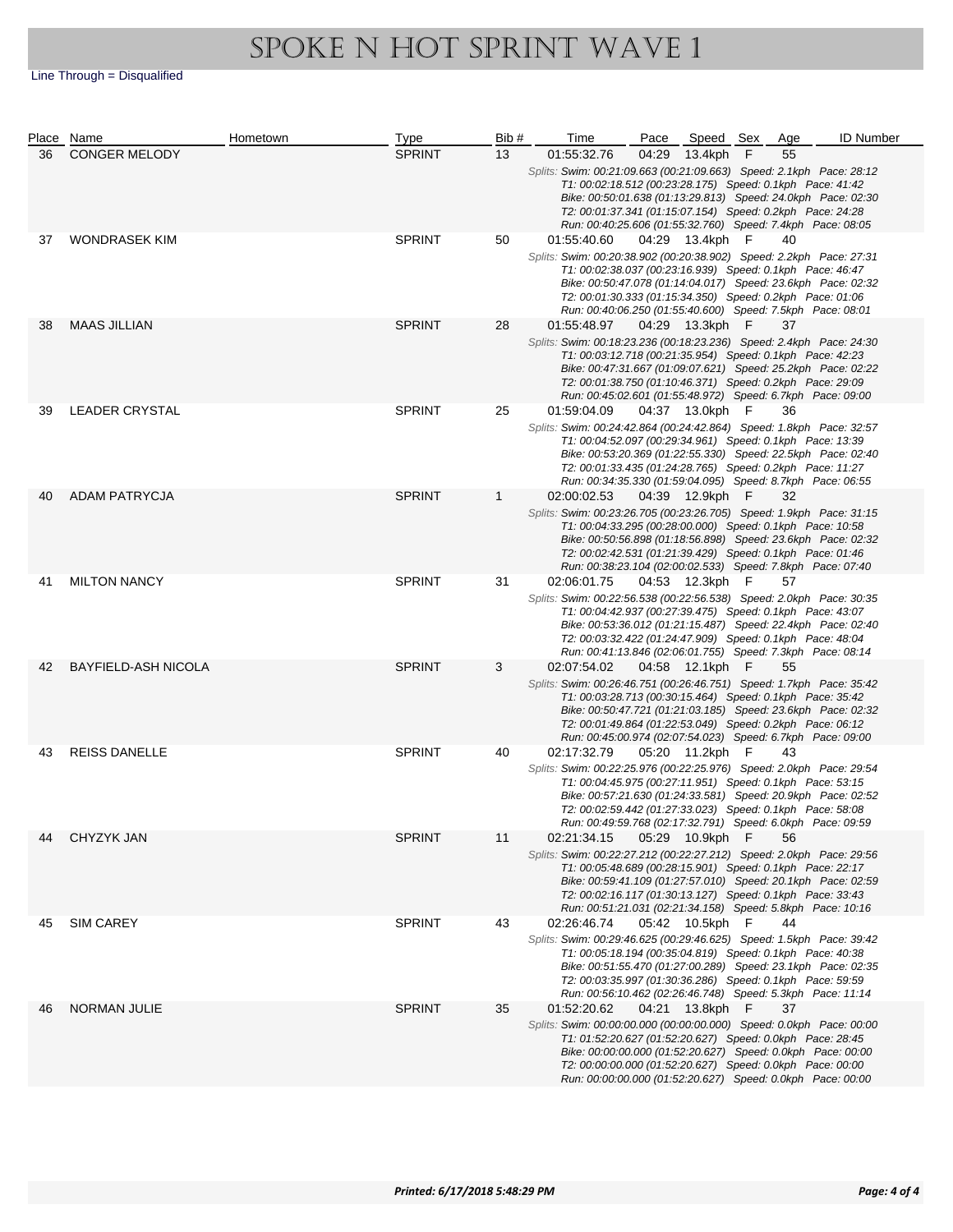# SPOKE N HOT SPRINT WAVE 1

Line Through = Disqualified

| Place | Name | Hometown | Type | Bib # | Time | Pace | Speed | Sex | Age | ID Number |
|---|---|---|---|---|---|---|---|---|---|---|
| 36 | CONGER MELODY | | SPRINT | 13 | 01:55:32.76 | 04:29 | 13.4kph | F | 55 | |
| | *Splits: Swim: 00:21:09.663 (00:21:09.663) Speed: 2.1kph Pace: 28:12<br>T1: 00:02:18.512 (00:23:28.175) Speed: 0.1kph Pace: 41:42<br>Bike: 00:50:01.638 (01:13:29.813) Speed: 24.0kph Pace: 02:30<br>T2: 00:01:37.341 (01:15:07.154) Speed: 0.2kph Pace: 24:28<br>Run: 00:40:25.606 (01:55:32.760) Speed: 7.4kph Pace: 08:05* | | | | | | | | | |
| 37 | WONDRASEK KIM | | SPRINT | 50 | 01:55:40.60 | 04:29 | 13.4kph | F | 40 | |
| | *Splits: Swim: 00:20:38.902 (00:20:38.902) Speed: 2.2kph Pace: 27:31<br>T1: 00:02:38.037 (00:23:16.939) Speed: 0.1kph Pace: 46:47<br>Bike: 00:50:47.078 (01:14:04.017) Speed: 23.6kph Pace: 02:32<br>T2: 00:01:30.333 (01:15:34.350) Speed: 0.2kph Pace: 01:06<br>Run: 00:40:06.250 (01:55:40.600) Speed: 7.5kph Pace: 08:01* | | | | | | | | | |
| 38 | MAAS JILLIAN | | SPRINT | 28 | 01:55:48.97 | 04:29 | 13.3kph | F | 37 | |
| | *Splits: Swim: 00:18:23.236 (00:18:23.236) Speed: 2.4kph Pace: 24:30<br>T1: 00:03:12.718 (00:21:35.954) Speed: 0.1kph Pace: 42:23<br>Bike: 00:47:31.667 (01:09:07.621) Speed: 25.2kph Pace: 02:22<br>T2: 00:01:38.750 (01:10:46.371) Speed: 0.2kph Pace: 29:09<br>Run: 00:45:02.601 (01:55:48.972) Speed: 6.7kph Pace: 09:00* | | | | | | | | | |
| 39 | LEADER CRYSTAL | | SPRINT | 25 | 01:59:04.09 | 04:37 | 13.0kph | F | 36 | |
| | *Splits: Swim: 00:24:42.864 (00:24:42.864) Speed: 1.8kph Pace: 32:57<br>T1: 00:04:52.097 (00:29:34.961) Speed: 0.1kph Pace: 13:39<br>Bike: 00:53:20.369 (01:22:55.330) Speed: 22.5kph Pace: 02:40<br>T2: 00:01:33.435 (01:24:28.765) Speed: 0.2kph Pace: 11:27<br>Run: 00:34:35.330 (01:59:04.095) Speed: 8.7kph Pace: 06:55* | | | | | | | | | |
| 40 | ADAM PATRYCJA | | SPRINT | 1 | 02:00:02.53 | 04:39 | 12.9kph | F | 32 | |
| | *Splits: Swim: 00:23:26.705 (00:23:26.705) Speed: 1.9kph Pace: 31:15<br>T1: 00:04:33.295 (00:28:00.000) Speed: 0.1kph Pace: 10:58<br>Bike: 00:50:56.898 (01:18:56.898) Speed: 23.6kph Pace: 02:32<br>T2: 00:02:42.531 (01:21:39.429) Speed: 0.1kph Pace: 01:46<br>Run: 00:38:23.104 (02:00:02.533) Speed: 7.8kph Pace: 07:40* | | | | | | | | | |
| 41 | MILTON NANCY | | SPRINT | 31 | 02:06:01.75 | 04:53 | 12.3kph | F | 57 | |
| | *Splits: Swim: 00:22:56.538 (00:22:56.538) Speed: 2.0kph Pace: 30:35<br>T1: 00:04:42.937 (00:27:39.475) Speed: 0.1kph Pace: 43:07<br>Bike: 00:53:36.012 (01:21:15.487) Speed: 22.4kph Pace: 02:40<br>T2: 00:03:32.422 (01:24:47.909) Speed: 0.1kph Pace: 48:04<br>Run: 00:41:13.846 (02:06:01.755) Speed: 7.3kph Pace: 08:14* | | | | | | | | | |
| 42 | BAYFIELD-ASH NICOLA | | SPRINT | 3 | 02:07:54.02 | 04:58 | 12.1kph | F | 55 | |
| | *Splits: Swim: 00:26:46.751 (00:26:46.751) Speed: 1.7kph Pace: 35:42<br>T1: 00:03:28.713 (00:30:15.464) Speed: 0.1kph Pace: 35:42<br>Bike: 00:50:47.721 (01:21:03.185) Speed: 23.6kph Pace: 02:32<br>T2: 00:01:49.864 (01:22:53.049) Speed: 0.2kph Pace: 06:12<br>Run: 00:45:00.974 (02:07:54.023) Speed: 6.7kph Pace: 09:00* | | | | | | | | | |
| 43 | REISS DANELLE | | SPRINT | 40 | 02:17:32.79 | 05:20 | 11.2kph | F | 43 | |
| | *Splits: Swim: 00:22:25.976 (00:22:25.976) Speed: 2.0kph Pace: 29:54<br>T1: 00:04:45.975 (00:27:11.951) Speed: 0.1kph Pace: 53:15<br>Bike: 00:57:21.630 (01:24:33.581) Speed: 20.9kph Pace: 02:52<br>T2: 00:02:59.442 (01:27:33.023) Speed: 0.1kph Pace: 58:08<br>Run: 00:49:59.768 (02:17:32.791) Speed: 6.0kph Pace: 09:59* | | | | | | | | | |
| 44 | CHYZYK JAN | | SPRINT | 11 | 02:21:34.15 | 05:29 | 10.9kph | F | 56 | |
| | *Splits: Swim: 00:22:27.212 (00:22:27.212) Speed: 2.0kph Pace: 29:56<br>T1: 00:05:48.689 (00:28:15.901) Speed: 0.1kph Pace: 22:17<br>Bike: 00:59:41.109 (01:27:57.010) Speed: 20.1kph Pace: 02:59<br>T2: 00:02:16.117 (01:30:13.127) Speed: 0.1kph Pace: 33:43<br>Run: 00:51:21.031 (02:21:34.158) Speed: 5.8kph Pace: 10:16* | | | | | | | | | |
| 45 | SIM CAREY | | SPRINT | 43 | 02:26:46.74 | 05:42 | 10.5kph | F | 44 | |
| | *Splits: Swim: 00:29:46.625 (00:29:46.625) Speed: 1.5kph Pace: 39:42<br>T1: 00:05:18.194 (00:35:04.819) Speed: 0.1kph Pace: 40:38<br>Bike: 00:51:55.470 (01:27:00.289) Speed: 23.1kph Pace: 02:35<br>T2: 00:03:35.997 (01:30:36.286) Speed: 0.1kph Pace: 59:59<br>Run: 00:56:10.462 (02:26:46.748) Speed: 5.3kph Pace: 11:14* | | | | | | | | | |
| 46 | NORMAN JULIE | | SPRINT | 35 | 01:52:20.62 | 04:21 | 13.8kph | F | 37 | |
| | *Splits: Swim: 00:00:00.000 (00:00:00.000) Speed: 0.0kph Pace: 00:00<br>T1: 01:52:20.627 (01:52:20.627) Speed: 0.0kph Pace: 28:45<br>Bike: 00:00:00.000 (01:52:20.627) Speed: 0.0kph Pace: 00:00<br>T2: 00:00:00.000 (01:52:20.627) Speed: 0.0kph Pace: 00:00<br>Run: 00:00:00.000 (01:52:20.627) Speed: 0.0kph Pace: 00:00* | | | | | | | | | |

*Printed: 6/17/2018 5:48:29 PM*